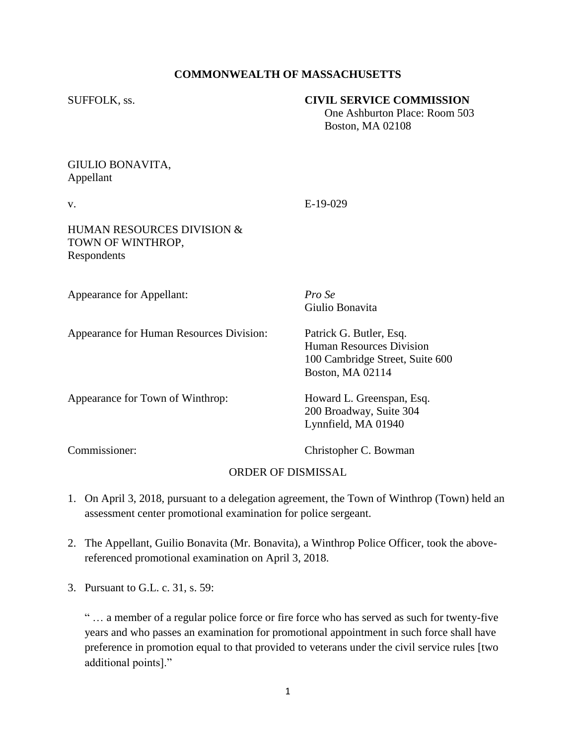**COMMONWEALTH OF MASSACHUSETTS**

SUFFOLK, ss.

**CIVIL SERVICE COMMISSION**
One Ashburton Place: Room 503
Boston, MA 02108

GIULIO BONAVITA,
Appellant

v. E-19-029

HUMAN RESOURCES DIVISION &
TOWN OF WINTHROP,
Respondents

Appearance for Appellant: *Pro Se*
Giulio Bonavita

Appearance for Human Resources Division: Patrick G. Butler, Esq.
Human Resources Division
100 Cambridge Street, Suite 600
Boston, MA 02114

Appearance for Town of Winthrop: Howard L. Greenspan, Esq.
200 Broadway, Suite 304
Lynnfield, MA 01940

Commissioner: Christopher C. Bowman

ORDER OF DISMISSAL

1. On April 3, 2018, pursuant to a delegation agreement, the Town of Winthrop (Town) held an assessment center promotional examination for police sergeant.

2. The Appellant, Guilio Bonavita (Mr. Bonavita), a Winthrop Police Officer, took the above-referenced promotional examination on April 3, 2018.

3. Pursuant to G.L. c. 31, s. 59:

   " … a member of a regular police force or fire force who has served as such for twenty-five years and who passes an examination for promotional appointment in such force shall have preference in promotion equal to that provided to veterans under the civil service rules [two additional points]."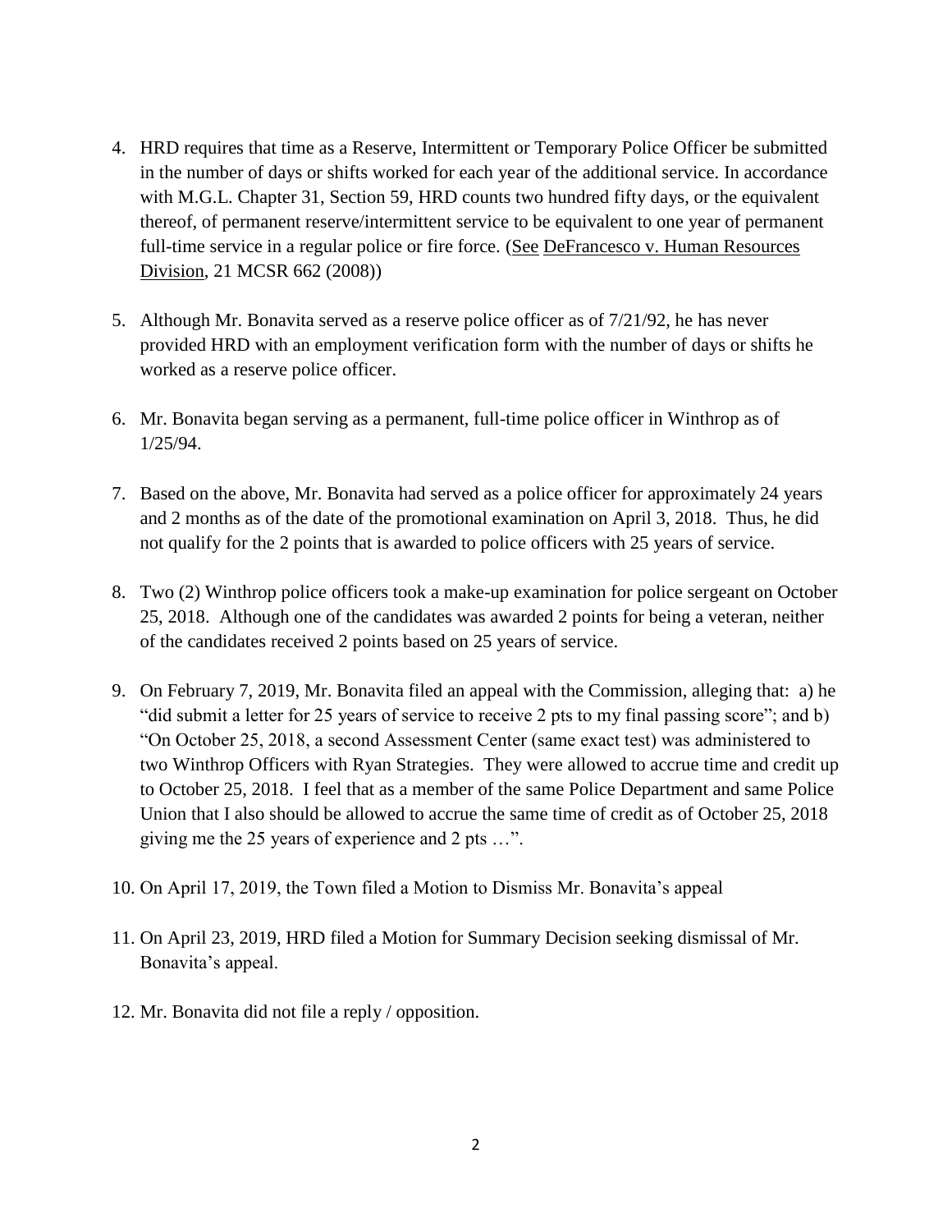4. HRD requires that time as a Reserve, Intermittent or Temporary Police Officer be submitted in the number of days or shifts worked for each year of the additional service. In accordance with M.G.L. Chapter 31, Section 59, HRD counts two hundred fifty days, or the equivalent thereof, of permanent reserve/intermittent service to be equivalent to one year of permanent full-time service in a regular police or fire force. (See DeFrancesco v. Human Resources Division, 21 MCSR 662 (2008))

5. Although Mr. Bonavita served as a reserve police officer as of 7/21/92, he has never provided HRD with an employment verification form with the number of days or shifts he worked as a reserve police officer.

6. Mr. Bonavita began serving as a permanent, full-time police officer in Winthrop as of 1/25/94.

7. Based on the above, Mr. Bonavita had served as a police officer for approximately 24 years and 2 months as of the date of the promotional examination on April 3, 2018. Thus, he did not qualify for the 2 points that is awarded to police officers with 25 years of service.

8. Two (2) Winthrop police officers took a make-up examination for police sergeant on October 25, 2018. Although one of the candidates was awarded 2 points for being a veteran, neither of the candidates received 2 points based on 25 years of service.

9. On February 7, 2019, Mr. Bonavita filed an appeal with the Commission, alleging that: a) he "did submit a letter for 25 years of service to receive 2 pts to my final passing score"; and b) "On October 25, 2018, a second Assessment Center (same exact test) was administered to two Winthrop Officers with Ryan Strategies. They were allowed to accrue time and credit up to October 25, 2018. I feel that as a member of the same Police Department and same Police Union that I also should be allowed to accrue the same time of credit as of October 25, 2018 giving me the 25 years of experience and 2 pts …".

10. On April 17, 2019, the Town filed a Motion to Dismiss Mr. Bonavita's appeal

11. On April 23, 2019, HRD filed a Motion for Summary Decision seeking dismissal of Mr. Bonavita's appeal.

12. Mr. Bonavita did not file a reply / opposition.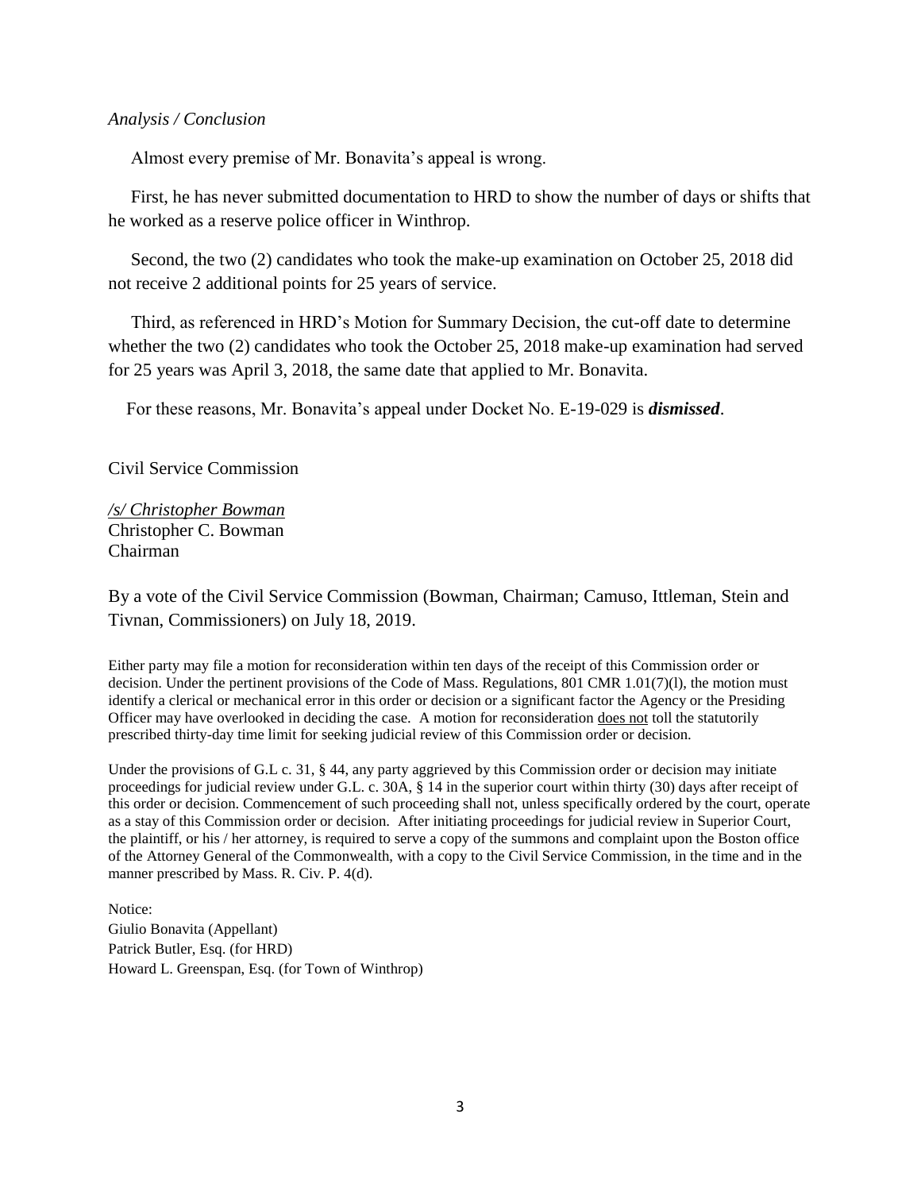*Analysis / Conclusion*

Almost every premise of Mr. Bonavita's appeal is wrong.

First, he has never submitted documentation to HRD to show the number of days or shifts that he worked as a reserve police officer in Winthrop.

Second, the two (2) candidates who took the make-up examination on October 25, 2018 did not receive 2 additional points for 25 years of service.

Third, as referenced in HRD's Motion for Summary Decision, the cut-off date to determine whether the two (2) candidates who took the October 25, 2018 make-up examination had served for 25 years was April 3, 2018, the same date that applied to Mr. Bonavita.

For these reasons, Mr. Bonavita's appeal under Docket No. E-19-029 is ***dismissed***.

Civil Service Commission

*/s/ Christopher Bowman*
Christopher C. Bowman
Chairman

By a vote of the Civil Service Commission (Bowman, Chairman; Camuso, Ittleman, Stein and Tivnan, Commissioners) on July 18, 2019.

Either party may file a motion for reconsideration within ten days of the receipt of this Commission order or decision. Under the pertinent provisions of the Code of Mass. Regulations, 801 CMR 1.01(7)(l), the motion must identify a clerical or mechanical error in this order or decision or a significant factor the Agency or the Presiding Officer may have overlooked in deciding the case. A motion for reconsideration does not toll the statutorily prescribed thirty-day time limit for seeking judicial review of this Commission order or decision.

Under the provisions of G.L c. 31, § 44, any party aggrieved by this Commission order or decision may initiate proceedings for judicial review under G.L. c. 30A, § 14 in the superior court within thirty (30) days after receipt of this order or decision. Commencement of such proceeding shall not, unless specifically ordered by the court, operate as a stay of this Commission order or decision. After initiating proceedings for judicial review in Superior Court, the plaintiff, or his / her attorney, is required to serve a copy of the summons and complaint upon the Boston office of the Attorney General of the Commonwealth, with a copy to the Civil Service Commission, in the time and in the manner prescribed by Mass. R. Civ. P. 4(d).

Notice:
Giulio Bonavita (Appellant)
Patrick Butler, Esq. (for HRD)
Howard L. Greenspan, Esq. (for Town of Winthrop)